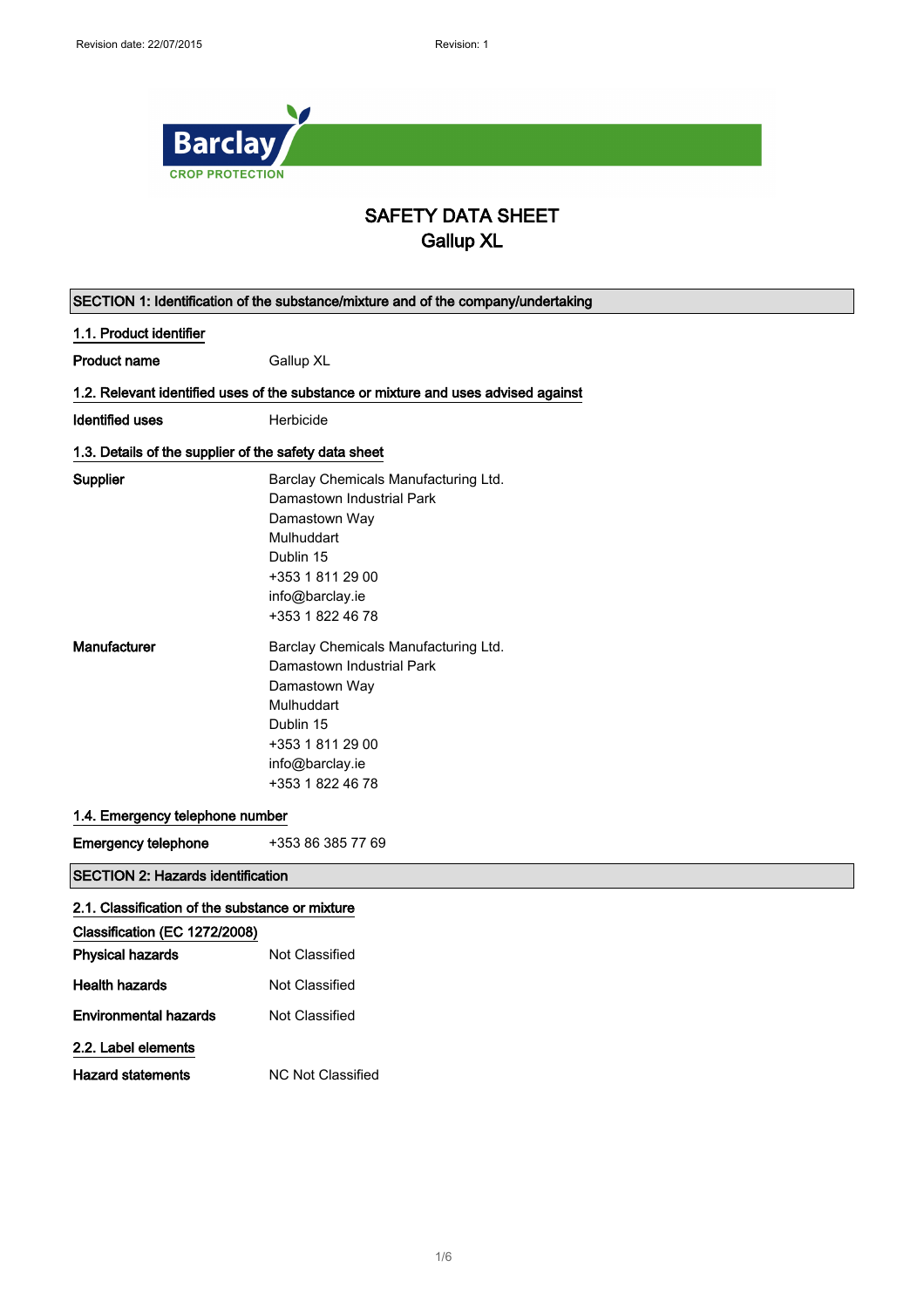Revision date: 22/07/2015 Revision: 1

Barclay CROP PROTECTION

# SAFETY DATA SHEET
# Gallup XL

## SECTION 1: Identification of the substance/mixture and of the company/undertaking

### 1.1. Product identifier

**Product name** Gallup XL

### 1.2. Relevant identified uses of the substance or mixture and uses advised against

**Identified uses** Herbicide

### 1.3. Details of the supplier of the safety data sheet

**Supplier**
Barclay Chemicals Manufacturing Ltd.
Damastown Industrial Park
Damastown Way
Mulhuddart
Dublin 15
+353 1 811 29 00
info@barclay.ie
+353 1 822 46 78

**Manufacturer**
Barclay Chemicals Manufacturing Ltd.
Damastown Industrial Park
Damastown Way
Mulhuddart
Dublin 15
+353 1 811 29 00
info@barclay.ie
+353 1 822 46 78

### 1.4. Emergency telephone number

**Emergency telephone** +353 86 385 77 69

## SECTION 2: Hazards identification

### 2.1. Classification of the substance or mixture

**Classification (EC 1272/2008)**

**Physical hazards** Not Classified

**Health hazards** Not Classified

**Environmental hazards** Not Classified

### 2.2. Label elements

**Hazard statements** NC Not Classified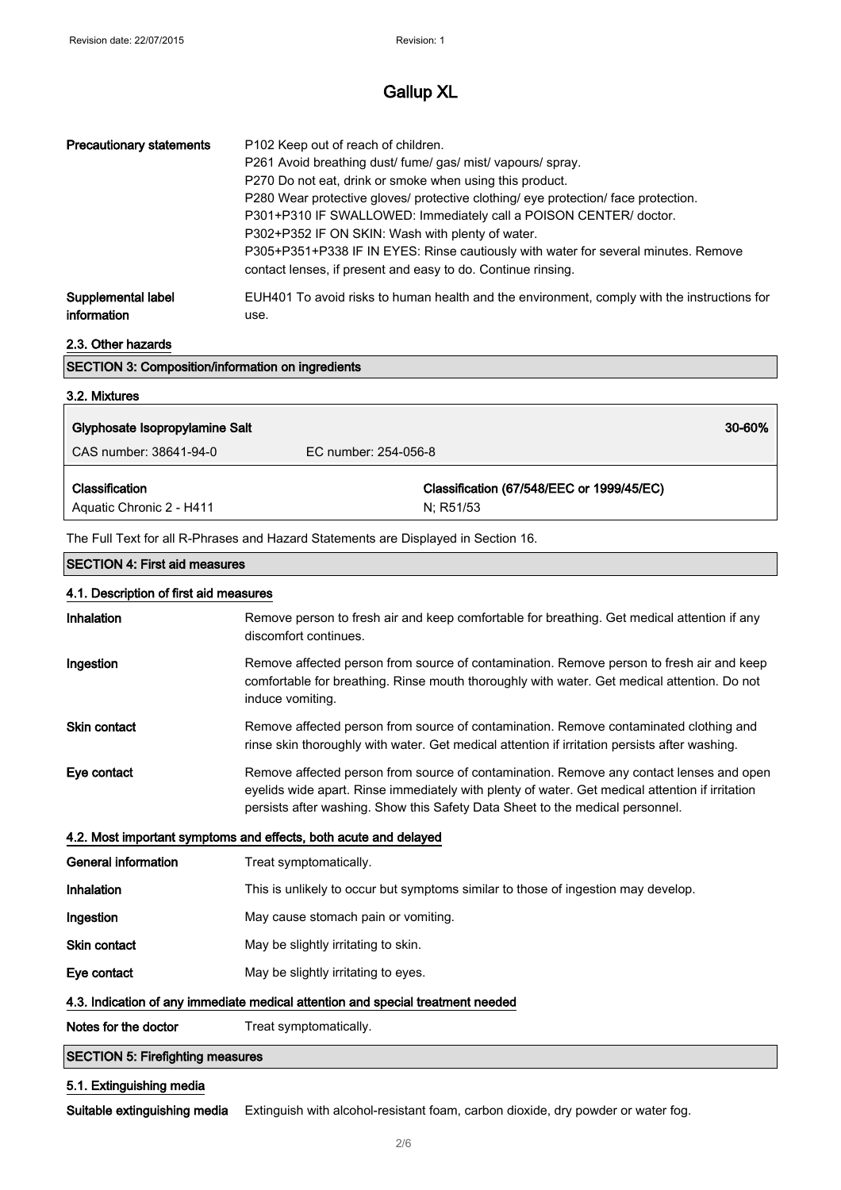# Gallup XL

| | |
|---|---|
| **Precautionary statements** | P102 Keep out of reach of children.<br>P261 Avoid breathing dust/ fume/ gas/ mist/ vapours/ spray.<br>P270 Do not eat, drink or smoke when using this product.<br>P280 Wear protective gloves/ protective clothing/ eye protection/ face protection.<br>P301+P310 IF SWALLOWED: Immediately call a POISON CENTER/ doctor.<br>P302+P352 IF ON SKIN: Wash with plenty of water.<br>P305+P351+P338 IF IN EYES: Rinse cautiously with water for several minutes. Remove contact lenses, if present and easy to do. Continue rinsing. |
| **Supplemental label information** | EUH401 To avoid risks to human health and the environment, comply with the instructions for use. |

### 2.3. Other hazards

## SECTION 3: Composition/information on ingredients

### 3.2. Mixtures

| **Glyphosate Isopropylamine Salt** | | **30-60%** |
|---|---|---|
| CAS number: 38641-94-0 | EC number: 254-056-8 | |
| **Classification** | **Classification (67/548/EEC or 1999/45/EC)** | |
| Aquatic Chronic 2 - H411 | N; R51/53 | |

The Full Text for all R-Phrases and Hazard Statements are Displayed in Section 16.

## SECTION 4: First aid measures

### 4.1. Description of first aid measures

| | |
|---|---|
| **Inhalation** | Remove person to fresh air and keep comfortable for breathing. Get medical attention if any discomfort continues. |
| **Ingestion** | Remove affected person from source of contamination. Remove person to fresh air and keep comfortable for breathing. Rinse mouth thoroughly with water. Get medical attention. Do not induce vomiting. |
| **Skin contact** | Remove affected person from source of contamination. Remove contaminated clothing and rinse skin thoroughly with water. Get medical attention if irritation persists after washing. |
| **Eye contact** | Remove affected person from source of contamination. Remove any contact lenses and open eyelids wide apart. Rinse immediately with plenty of water. Get medical attention if irritation persists after washing. Show this Safety Data Sheet to the medical personnel. |

### 4.2. Most important symptoms and effects, both acute and delayed

| | |
|---|---|
| **General information** | Treat symptomatically. |
| **Inhalation** | This is unlikely to occur but symptoms similar to those of ingestion may develop. |
| **Ingestion** | May cause stomach pain or vomiting. |
| **Skin contact** | May be slightly irritating to skin. |
| **Eye contact** | May be slightly irritating to eyes. |

### 4.3. Indication of any immediate medical attention and special treatment needed

| | |
|---|---|
| **Notes for the doctor** | Treat symptomatically. |

## SECTION 5: Firefighting measures

### 5.1. Extinguishing media

| | |
|---|---|
| **Suitable extinguishing media** | Extinguish with alcohol-resistant foam, carbon dioxide, dry powder or water fog. |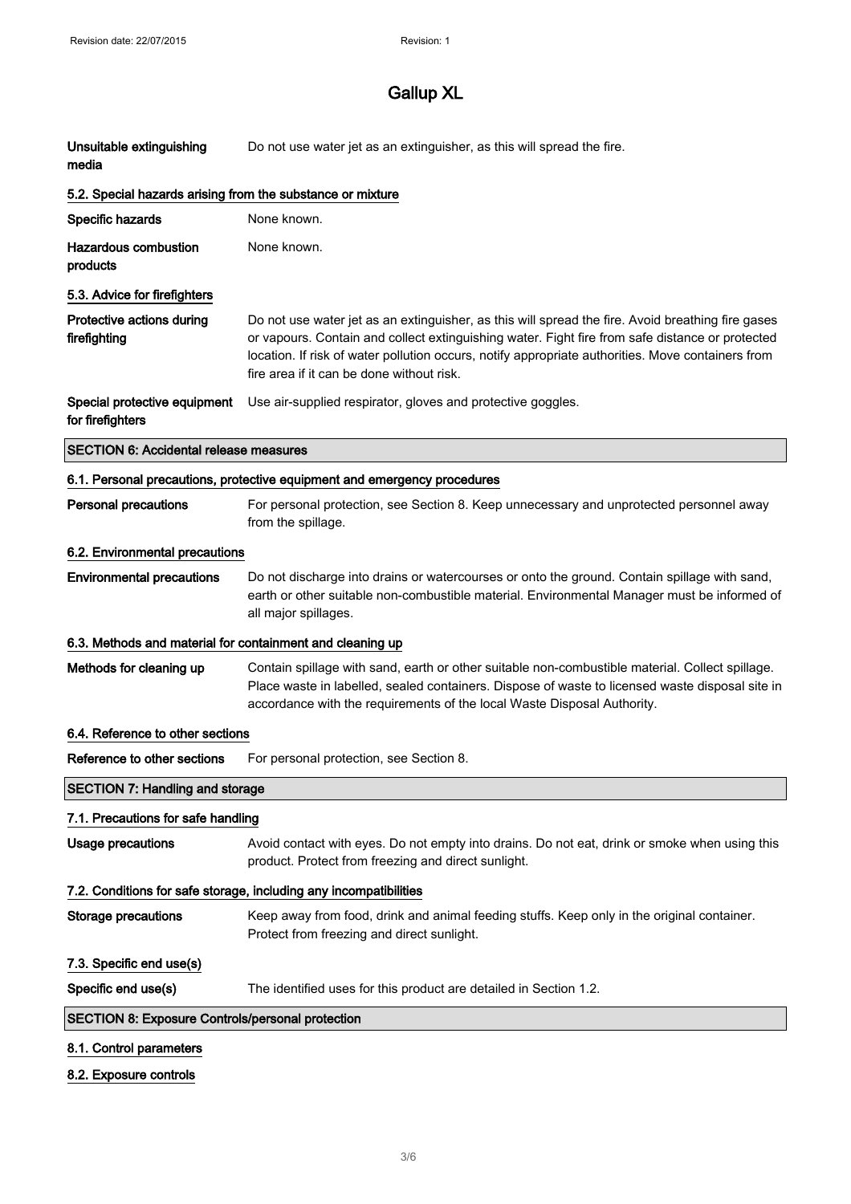| | |
|---|---|
| **Unsuitable extinguishing media** | Do not use water jet as an extinguisher, as this will spread the fire. |

### 5.2. Special hazards arising from the substance or mixture

| | |
|---|---|
| **Specific hazards** | None known. |
| **Hazardous combustion products** | None known. |

### 5.3. Advice for firefighters

| | |
|---|---|
| **Protective actions during firefighting** | Do not use water jet as an extinguisher, as this will spread the fire. Avoid breathing fire gases or vapours. Contain and collect extinguishing water. Fight fire from safe distance or protected location. If risk of water pollution occurs, notify appropriate authorities. Move containers from fire area if it can be done without risk. |
| **Special protective equipment for firefighters** | Use air-supplied respirator, gloves and protective goggles. |

## SECTION 6: Accidental release measures

### 6.1. Personal precautions, protective equipment and emergency procedures

| | |
|---|---|
| **Personal precautions** | For personal protection, see Section 8. Keep unnecessary and unprotected personnel away from the spillage. |

### 6.2. Environmental precautions

| | |
|---|---|
| **Environmental precautions** | Do not discharge into drains or watercourses or onto the ground. Contain spillage with sand, earth or other suitable non-combustible material. Environmental Manager must be informed of all major spillages. |

### 6.3. Methods and material for containment and cleaning up

| | |
|---|---|
| **Methods for cleaning up** | Contain spillage with sand, earth or other suitable non-combustible material. Collect spillage. Place waste in labelled, sealed containers. Dispose of waste to licensed waste disposal site in accordance with the requirements of the local Waste Disposal Authority. |

### 6.4. Reference to other sections

| | |
|---|---|
| **Reference to other sections** | For personal protection, see Section 8. |

## SECTION 7: Handling and storage

### 7.1. Precautions for safe handling

| | |
|---|---|
| **Usage precautions** | Avoid contact with eyes. Do not empty into drains. Do not eat, drink or smoke when using this product. Protect from freezing and direct sunlight. |

### 7.2. Conditions for safe storage, including any incompatibilities

| | |
|---|---|
| **Storage precautions** | Keep away from food, drink and animal feeding stuffs. Keep only in the original container. Protect from freezing and direct sunlight. |

### 7.3. Specific end use(s)

| | |
|---|---|
| **Specific end use(s)** | The identified uses for this product are detailed in Section 1.2. |

## SECTION 8: Exposure Controls/personal protection

### 8.1. Control parameters

### 8.2. Exposure controls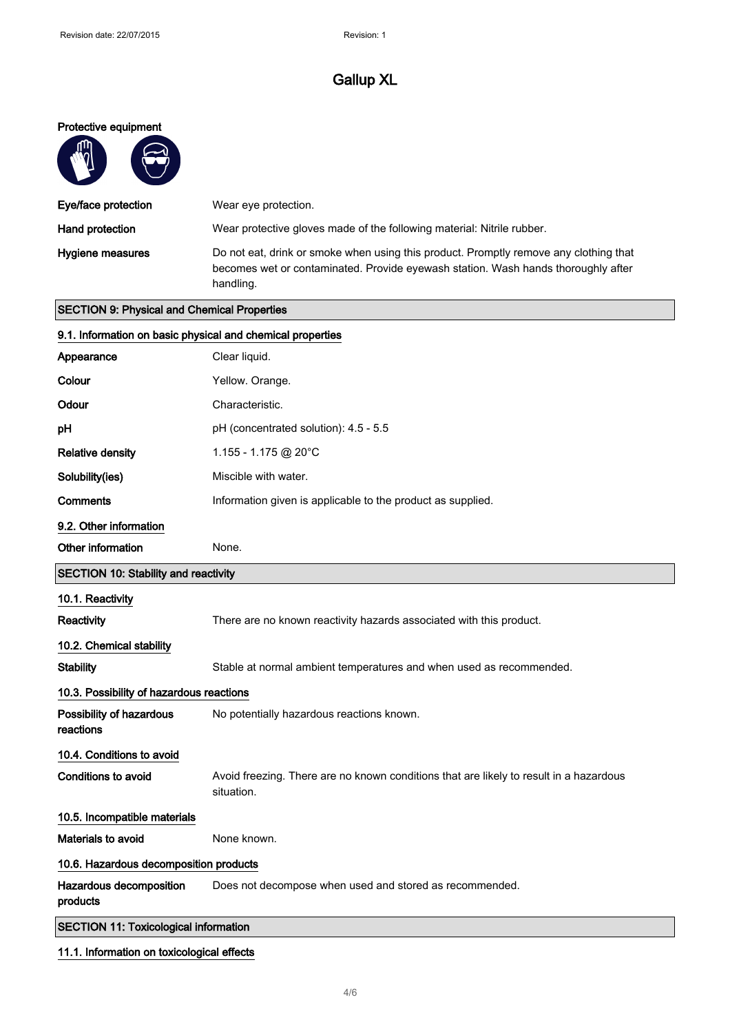# Gallup XL

### Protective equipment

| | |
|---|---|
| **Eye/face protection** | Wear eye protection. |
| **Hand protection** | Wear protective gloves made of the following material: Nitrile rubber. |
| **Hygiene measures** | Do not eat, drink or smoke when using this product. Promptly remove any clothing that becomes wet or contaminated. Provide eyewash station. Wash hands thoroughly after handling. |

## SECTION 9: Physical and Chemical Properties

### 9.1. Information on basic physical and chemical properties

| | |
|---|---|
| **Appearance** | Clear liquid. |
| **Colour** | Yellow. Orange. |
| **Odour** | Characteristic. |
| **pH** | pH (concentrated solution): 4.5 - 5.5 |
| **Relative density** | 1.155 - 1.175 @ 20°C |
| **Solubility(ies)** | Miscible with water. |
| **Comments** | Information given is applicable to the product as supplied. |

### 9.2. Other information

| | |
|---|---|
| **Other information** | None. |

## SECTION 10: Stability and reactivity

### 10.1. Reactivity

| | |
|---|---|
| **Reactivity** | There are no known reactivity hazards associated with this product. |

### 10.2. Chemical stability

| | |
|---|---|
| **Stability** | Stable at normal ambient temperatures and when used as recommended. |

### 10.3. Possibility of hazardous reactions

| | |
|---|---|
| **Possibility of hazardous reactions** | No potentially hazardous reactions known. |

### 10.4. Conditions to avoid

| | |
|---|---|
| **Conditions to avoid** | Avoid freezing. There are no known conditions that are likely to result in a hazardous situation. |

### 10.5. Incompatible materials

| | |
|---|---|
| **Materials to avoid** | None known. |

### 10.6. Hazardous decomposition products

| | |
|---|---|
| **Hazardous decomposition products** | Does not decompose when used and stored as recommended. |

## SECTION 11: Toxicological information

### 11.1. Information on toxicological effects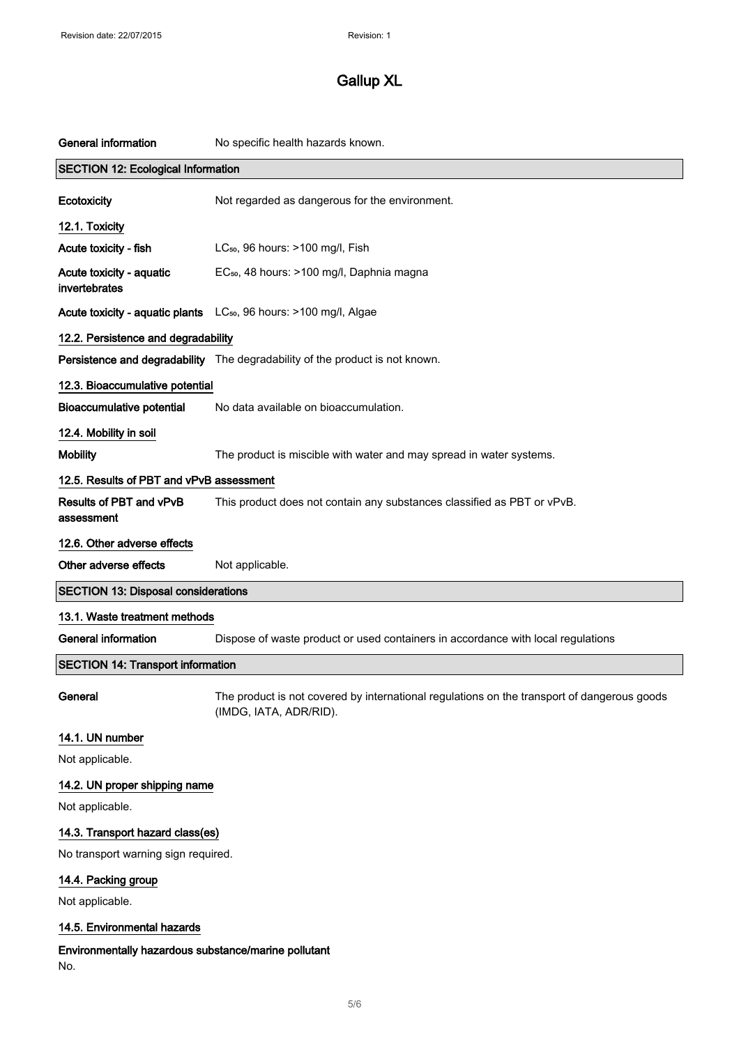| | |
|---|---|
| **General information** | No specific health hazards known. |

## SECTION 12: Ecological Information

| | |
|---|---|
| **Ecotoxicity** | Not regarded as dangerous for the environment. |

### 12.1. Toxicity

| | |
|---|---|
| **Acute toxicity - fish** | $LC_{50}$, 96 hours: >100 mg/l, Fish |
| **Acute toxicity - aquatic invertebrates** | $EC_{50}$, 48 hours: >100 mg/l, Daphnia magna |
| **Acute toxicity - aquatic plants** | $LC_{50}$, 96 hours: >100 mg/l, Algae |

### 12.2. Persistence and degradability

| | |
|---|---|
| **Persistence and degradability** | The degradability of the product is not known. |

### 12.3. Bioaccumulative potential

| | |
|---|---|
| **Bioaccumulative potential** | No data available on bioaccumulation. |

### 12.4. Mobility in soil

| | |
|---|---|
| **Mobility** | The product is miscible with water and may spread in water systems. |

### 12.5. Results of PBT and vPvB assessment

| | |
|---|---|
| **Results of PBT and vPvB assessment** | This product does not contain any substances classified as PBT or vPvB. |

### 12.6. Other adverse effects

| | |
|---|---|
| **Other adverse effects** | Not applicable. |

## SECTION 13: Disposal considerations

### 13.1. Waste treatment methods

| | |
|---|---|
| **General information** | Dispose of waste product or used containers in accordance with local regulations |

## SECTION 14: Transport information

| | |
|---|---|
| **General** | The product is not covered by international regulations on the transport of dangerous goods (IMDG, IATA, ADR/RID). |

### 14.1. UN number

Not applicable.

### 14.2. UN proper shipping name

Not applicable.

### 14.3. Transport hazard class(es)

No transport warning sign required.

### 14.4. Packing group

Not applicable.

### 14.5. Environmental hazards

**Environmentally hazardous substance/marine pollutant**

No.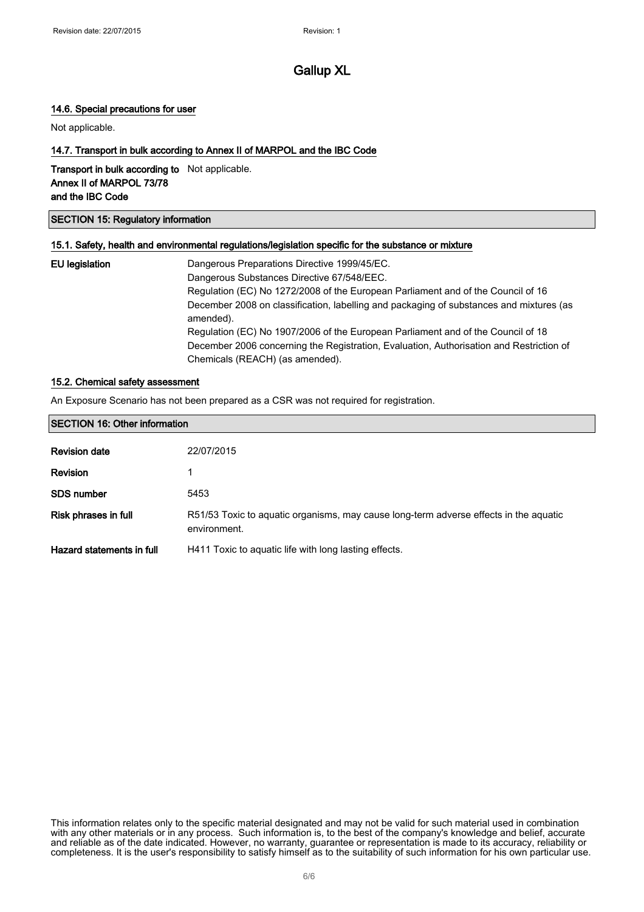#### 14.6. Special precautions for user

Not applicable.

#### 14.7. Transport in bulk according to Annex II of MARPOL and the IBC Code

| | |
|---|---|
| **Transport in bulk according to Annex II of MARPOL 73/78 and the IBC Code** | Not applicable. |

## SECTION 15: Regulatory information

#### 15.1. Safety, health and environmental regulations/legislation specific for the substance or mixture

| | |
|---|---|
| **EU legislation** | Dangerous Preparations Directive 1999/45/EC.<br>Dangerous Substances Directive 67/548/EEC.<br>Regulation (EC) No 1272/2008 of the European Parliament and of the Council of 16 December 2008 on classification, labelling and packaging of substances and mixtures (as amended).<br>Regulation (EC) No 1907/2006 of the European Parliament and of the Council of 18 December 2006 concerning the Registration, Evaluation, Authorisation and Restriction of Chemicals (REACH) (as amended). |

#### 15.2. Chemical safety assessment

An Exposure Scenario has not been prepared as a CSR was not required for registration.

## SECTION 16: Other information

| | |
|---|---|
| **Revision date** | 22/07/2015 |
| **Revision** | 1 |
| **SDS number** | 5453 |
| **Risk phrases in full** | R51/53 Toxic to aquatic organisms, may cause long-term adverse effects in the aquatic environment. |
| **Hazard statements in full** | H411 Toxic to aquatic life with long lasting effects. |

This information relates only to the specific material designated and may not be valid for such material used in combination with any other materials or in any process. Such information is, to the best of the company's knowledge and belief, accurate and reliable as of the date indicated. However, no warranty, guarantee or representation is made to its accuracy, reliability or completeness. It is the user's responsibility to satisfy himself as to the suitability of such information for his own particular use.